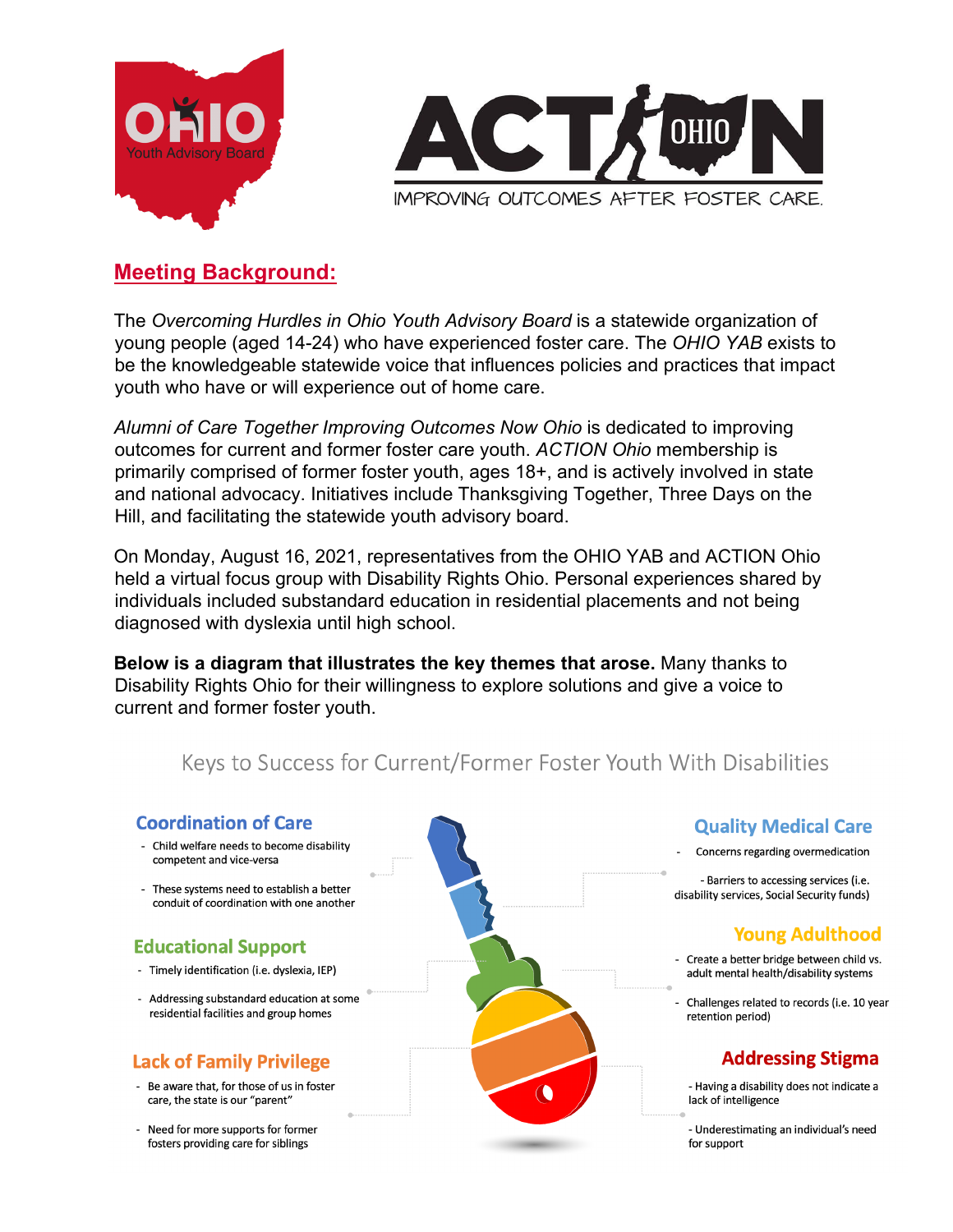## Meeting Background:

The *Overcoming Hurdles in Ohio Youth Advisory Board* is a statewide organization of young people (aged 14-24) who have experienced foster care. The *OHIO YAB* exists to be the knowledgeable statewide voice that influences policies and practices that impact youth who have or will experience out of home care.

*Alumni of Care Together Improving Outcomes Now Ohio* is dedicated to improving outcomes for current and former foster care youth. *ACTION Ohio* membership is primarily comprised of former foster youth, ages 18+, and is actively involved in state and national advocacy. Initiatives include Thanksgiving Together, Three Days on the Hill, and facilitating the statewide youth advisory board.

On Monday, August 16, 2021, representatives from the OHIO YAB and ACTION Ohio held a virtual focus group with Disability Rights Ohio. Personal experiences shared by individuals included substandard education in residential placements and not being diagnosed with dyslexia until high school.

**Below is a diagram that illustrates the key themes that arose.** Many thanks to Disability Rights Ohio for their willingness to explore solutions and give a voice to current and former foster youth.

### Keys to Success for Current/Former Foster Youth With Disabilities

**Coordination of Care**

- Child welfare needs to become disability competent and vice-versa
- These systems need to establish a better conduit of coordination with one another

**Educational Support**

- Timely identification (i.e. dyslexia, IEP)
- Addressing substandard education at some residential facilities and group homes

**Lack of Family Privilege**

- Be aware that, for those of us in foster care, the state is our "parent"
- Need for more supports for former fosters providing care for siblings

**Quality Medical Care**

- Concerns regarding overmedication
- Barriers to accessing services (i.e. disability services, Social Security funds)

**Young Adulthood**

- Create a better bridge between child vs. adult mental health/disability systems
- Challenges related to records (i.e. 10 year retention period)

**Addressing Stigma**

- Having a disability does not indicate a lack of intelligence
- Underestimating an individual's need for support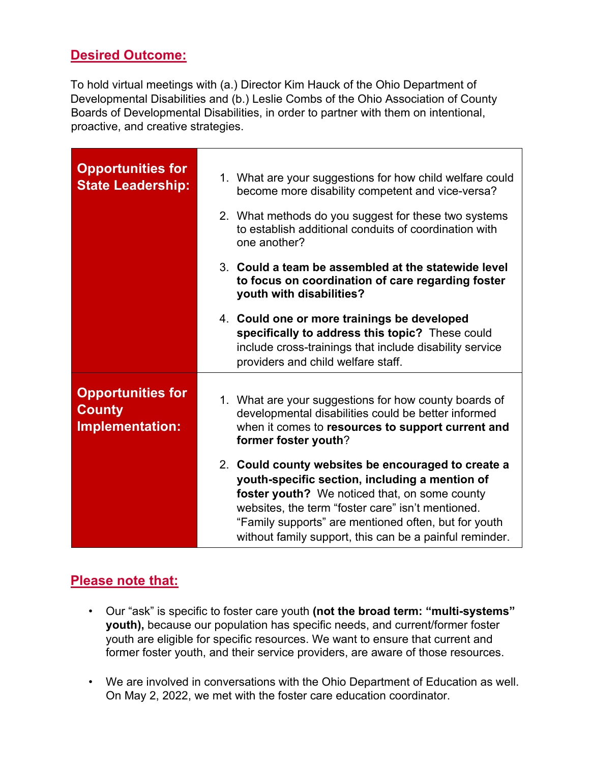## Desired Outcome:

To hold virtual meetings with (a.) Director Kim Hauck of the Ohio Department of Developmental Disabilities and (b.) Leslie Combs of the Ohio Association of County Boards of Developmental Disabilities, in order to partner with them on intentional, proactive, and creative strategies.

| | |
|---|---|
| **Opportunities for State Leadership:** | 1. What are your suggestions for how child welfare could become more disability competent and vice-versa?<br><br>2. What methods do you suggest for these two systems to establish additional conduits of coordination with one another?<br><br>3. **Could a team be assembled at the statewide level to focus on coordination of care regarding foster youth with disabilities?**<br><br>4. **Could one or more trainings be developed specifically to address this topic?** These could include cross-trainings that include disability service providers and child welfare staff. |
| **Opportunities for County Implementation:** | 1. What are your suggestions for how county boards of developmental disabilities could be better informed when it comes to **resources to support current and former foster youth**?<br><br>2. **Could county websites be encouraged to create a youth-specific section, including a mention of foster youth?** We noticed that, on some county websites, the term "foster care" isn't mentioned. "Family supports" are mentioned often, but for youth without family support, this can be a painful reminder. |

## Please note that:

- Our "ask" is specific to foster care youth **(not the broad term: "multi-systems" youth),** because our population has specific needs, and current/former foster youth are eligible for specific resources. We want to ensure that current and former foster youth, and their service providers, are aware of those resources.
- We are involved in conversations with the Ohio Department of Education as well. On May 2, 2022, we met with the foster care education coordinator.